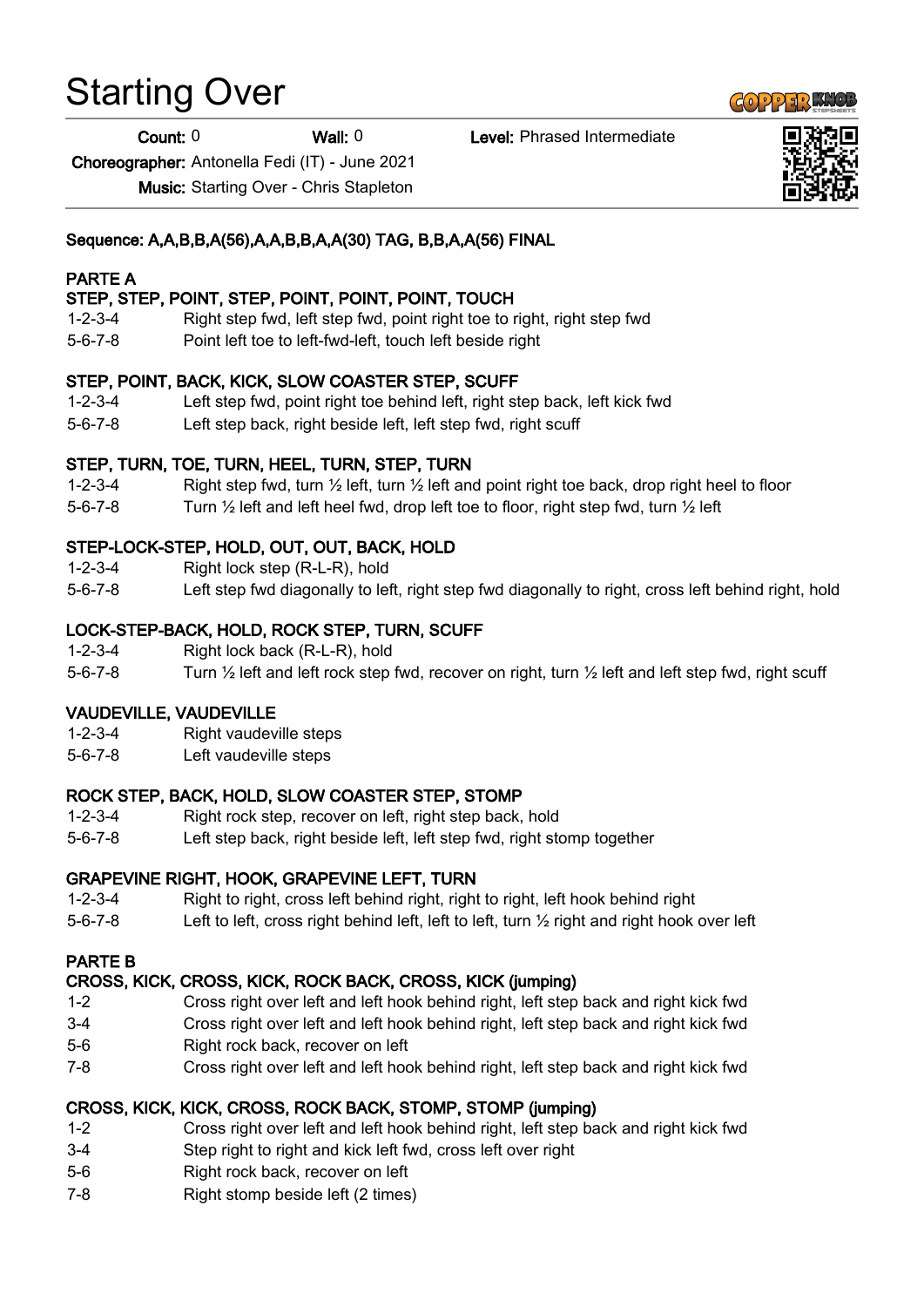# Starting Over

**Count:** 0 **Wall:** 0 **Level:** Phrased Intermediate

**Choreographer:** Antonella Fedi (IT) - June 2021

**Music:** Starting Over - Chris Stapleton

**Sequence: A,A,B,B,A(56),A,A,B,B,A,A(30) TAG, B,B,A,A(56) FINAL**

**PARTE A**

**STEP, STEP, POINT, STEP, POINT, POINT, POINT, TOUCH**

1-2-3-4 Right step fwd, left step fwd, point right toe to right, right step fwd

5-6-7-8 Point left toe to left-fwd-left, touch left beside right

**STEP, POINT, BACK, KICK, SLOW COASTER STEP, SCUFF**

1-2-3-4 Left step fwd, point right toe behind left, right step back, left kick fwd

5-6-7-8 Left step back, right beside left, left step fwd, right scuff

**STEP, TURN, TOE, TURN, HEEL, TURN, STEP, TURN**

1-2-3-4 Right step fwd, turn ½ left, turn ½ left and point right toe back, drop right heel to floor

5-6-7-8 Turn ½ left and left heel fwd, drop left toe to floor, right step fwd, turn ½ left

**STEP-LOCK-STEP, HOLD, OUT, OUT, BACK, HOLD**

1-2-3-4 Right lock step (R-L-R), hold

5-6-7-8 Left step fwd diagonally to left, right step fwd diagonally to right, cross left behind right, hold

**LOCK-STEP-BACK, HOLD, ROCK STEP, TURN, SCUFF**

1-2-3-4 Right lock back (R-L-R), hold

5-6-7-8 Turn ½ left and left rock step fwd, recover on right, turn ½ left and left step fwd, right scuff

**VAUDEVILLE, VAUDEVILLE**

1-2-3-4 Right vaudeville steps

5-6-7-8 Left vaudeville steps

**ROCK STEP, BACK, HOLD, SLOW COASTER STEP, STOMP**

1-2-3-4 Right rock step, recover on left, right step back, hold

5-6-7-8 Left step back, right beside left, left step fwd, right stomp together

**GRAPEVINE RIGHT, HOOK, GRAPEVINE LEFT, TURN**

1-2-3-4 Right to right, cross left behind right, right to right, left hook behind right

5-6-7-8 Left to left, cross right behind left, left to left, turn ½ right and right hook over left

**PARTE B**

**CROSS, KICK, CROSS, KICK, ROCK BACK, CROSS, KICK (jumping)**

1-2 Cross right over left and left hook behind right, left step back and right kick fwd

3-4 Cross right over left and left hook behind right, left step back and right kick fwd

5-6 Right rock back, recover on left

7-8 Cross right over left and left hook behind right, left step back and right kick fwd

**CROSS, KICK, KICK, CROSS, ROCK BACK, STOMP, STOMP (jumping)**

1-2 Cross right over left and left hook behind right, left step back and right kick fwd

3-4 Step right to right and kick left fwd, cross left over right

5-6 Right rock back, recover on left

7-8 Right stomp beside left (2 times)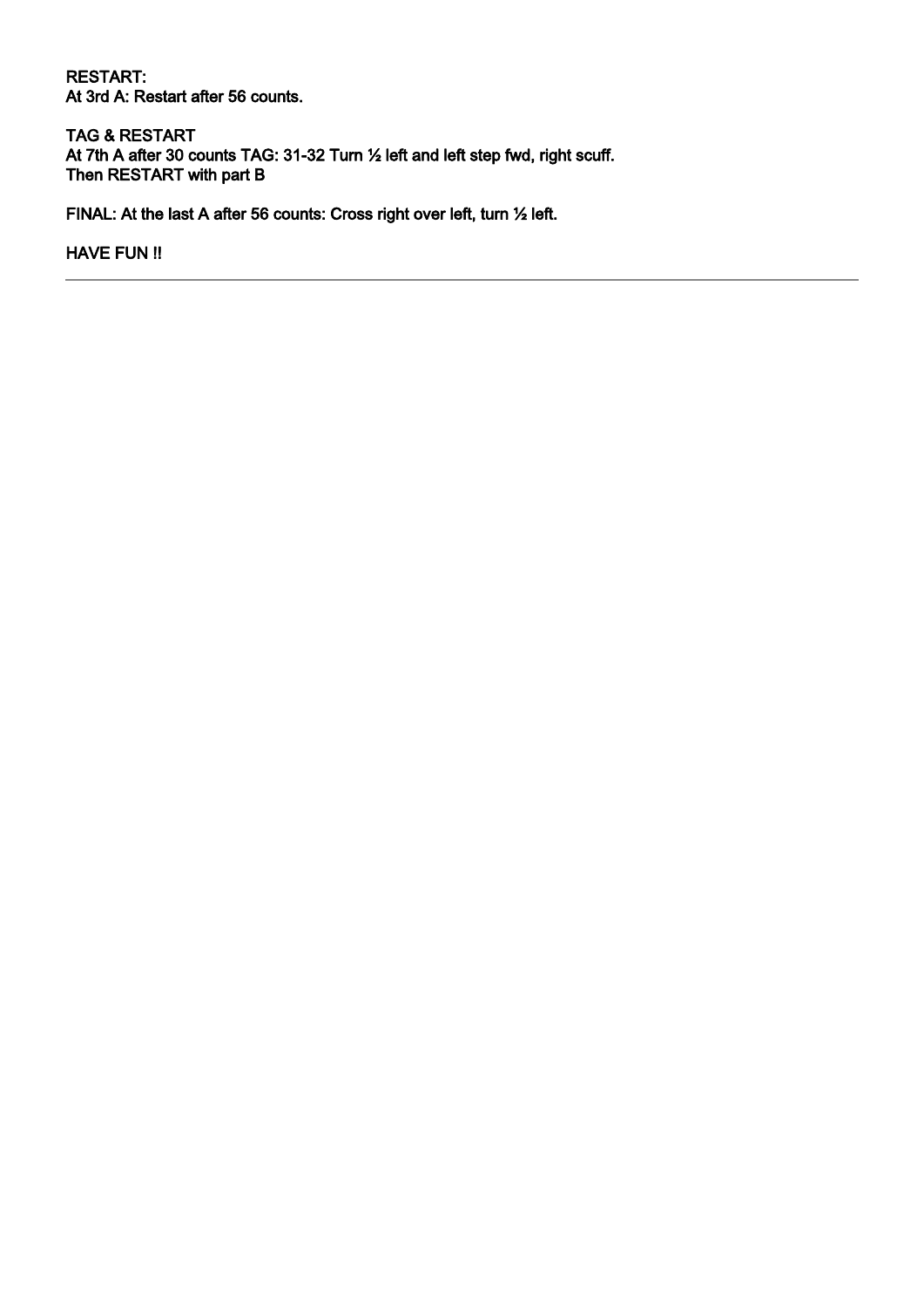**RESTART:**
**At 3rd A: Restart after 56 counts.**

**TAG & RESTART**
**At 7th A after 30 counts TAG: 31-32 Turn ½ left and left step fwd, right scuff.**
**Then RESTART with part B**

**FINAL: At the last A after 56 counts: Cross right over left, turn ½ left.**

**HAVE FUN !!**

---